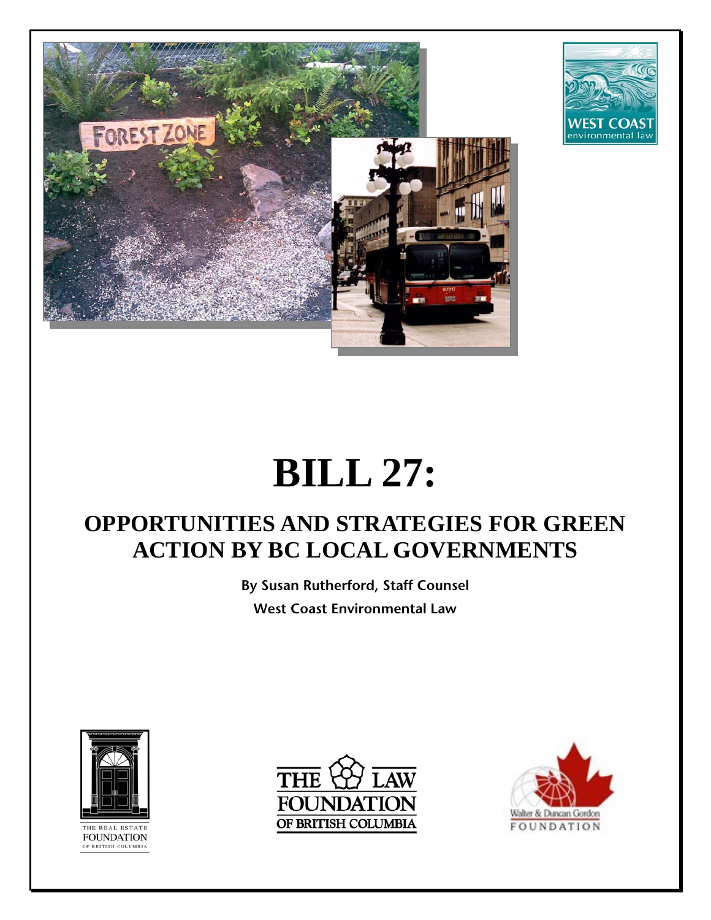# BILL 27:

## OPPORTUNITIES AND STRATEGIES FOR GREEN ACTION BY BC LOCAL GOVERNMENTS

**By Susan Rutherford, Staff Counsel**

**West Coast Environmental Law**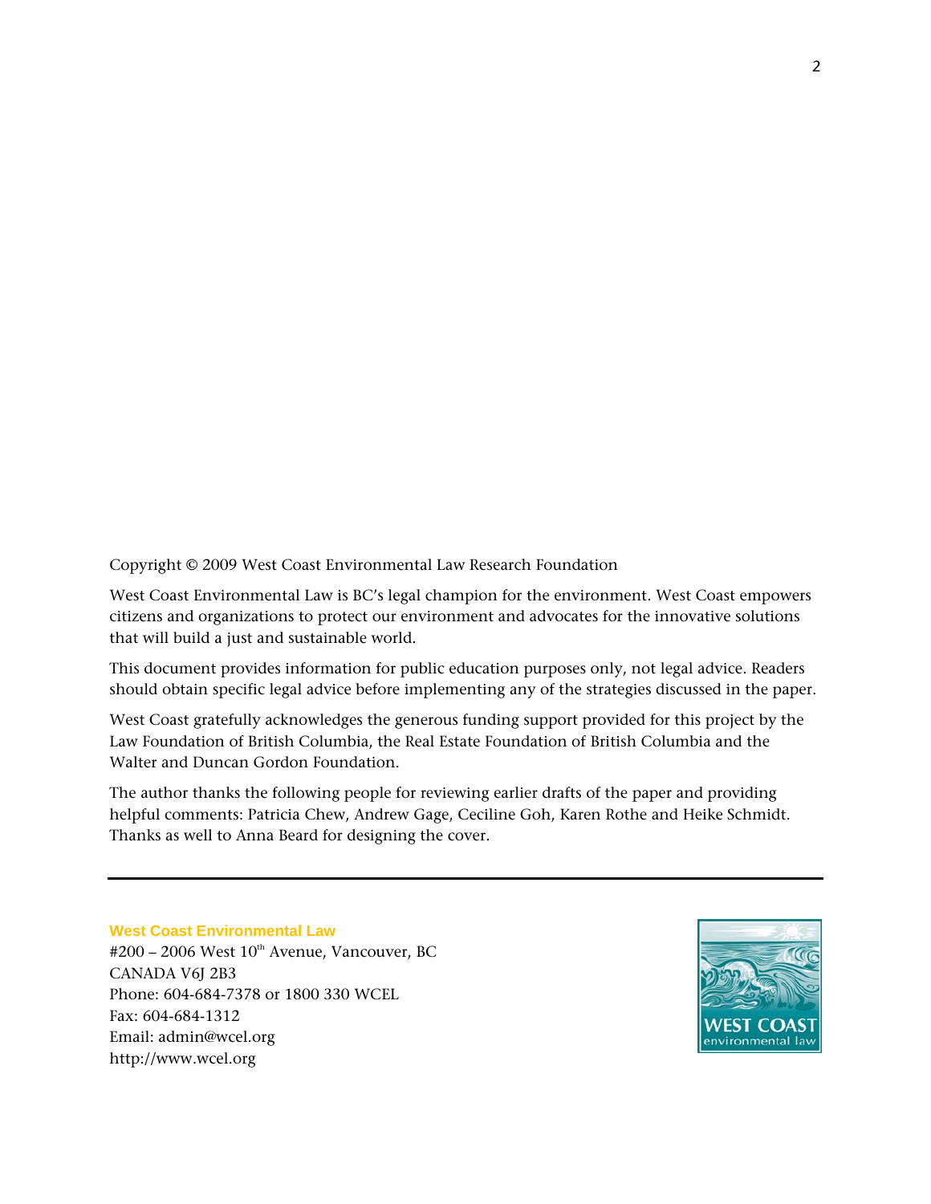Copyright © 2009 West Coast Environmental Law Research Foundation

West Coast Environmental Law is BC's legal champion for the environment. West Coast empowers citizens and organizations to protect our environment and advocates for the innovative solutions that will build a just and sustainable world.

This document provides information for public education purposes only, not legal advice. Readers should obtain specific legal advice before implementing any of the strategies discussed in the paper.

West Coast gratefully acknowledges the generous funding support provided for this project by the Law Foundation of British Columbia, the Real Estate Foundation of British Columbia and the Walter and Duncan Gordon Foundation.

The author thanks the following people for reviewing earlier drafts of the paper and providing helpful comments: Patricia Chew, Andrew Gage, Ceciline Goh, Karen Rothe and Heike Schmidt. Thanks as well to Anna Beard for designing the cover.

---

**West Coast Environmental Law**
#200 – 2006 West 10th Avenue, Vancouver, BC
CANADA V6J 2B3
Phone: 604-684-7378 or 1800 330 WCEL
Fax: 604-684-1312
Email: admin@wcel.org
http://www.wcel.org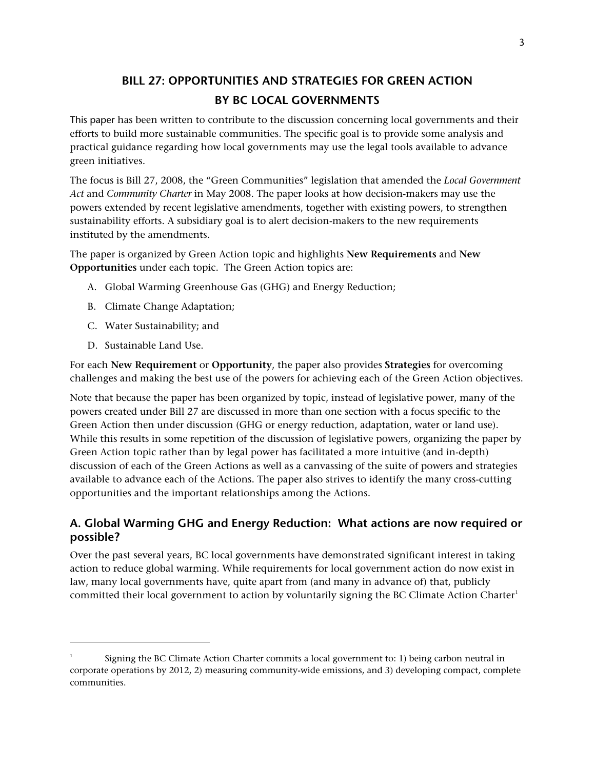# BILL 27: OPPORTUNITIES AND STRATEGIES FOR GREEN ACTION BY BC LOCAL GOVERNMENTS

This paper has been written to contribute to the discussion concerning local governments and their efforts to build more sustainable communities. The specific goal is to provide some analysis and practical guidance regarding how local governments may use the legal tools available to advance green initiatives.

The focus is Bill 27, 2008, the "Green Communities" legislation that amended the *Local Government Act* and *Community Charter* in May 2008. The paper looks at how decision-makers may use the powers extended by recent legislative amendments, together with existing powers, to strengthen sustainability efforts. A subsidiary goal is to alert decision-makers to the new requirements instituted by the amendments.

The paper is organized by Green Action topic and highlights **New Requirements** and **New Opportunities** under each topic. The Green Action topics are:

A. Global Warming Greenhouse Gas (GHG) and Energy Reduction;

B. Climate Change Adaptation;

C. Water Sustainability; and

D. Sustainable Land Use.

For each **New Requirement** or **Opportunity**, the paper also provides **Strategies** for overcoming challenges and making the best use of the powers for achieving each of the Green Action objectives.

Note that because the paper has been organized by topic, instead of legislative power, many of the powers created under Bill 27 are discussed in more than one section with a focus specific to the Green Action then under discussion (GHG or energy reduction, adaptation, water or land use). While this results in some repetition of the discussion of legislative powers, organizing the paper by Green Action topic rather than by legal power has facilitated a more intuitive (and in-depth) discussion of each of the Green Actions as well as a canvassing of the suite of powers and strategies available to advance each of the Actions. The paper also strives to identify the many cross-cutting opportunities and the important relationships among the Actions.

## A. Global Warming GHG and Energy Reduction: What actions are now required or possible?

Over the past several years, BC local governments have demonstrated significant interest in taking action to reduce global warming. While requirements for local government action do now exist in law, many local governments have, quite apart from (and many in advance of) that, publicly committed their local government to action by voluntarily signing the BC Climate Action Charter[1]

---

[1] Signing the BC Climate Action Charter commits a local government to: 1) being carbon neutral in corporate operations by 2012, 2) measuring community-wide emissions, and 3) developing compact, complete communities.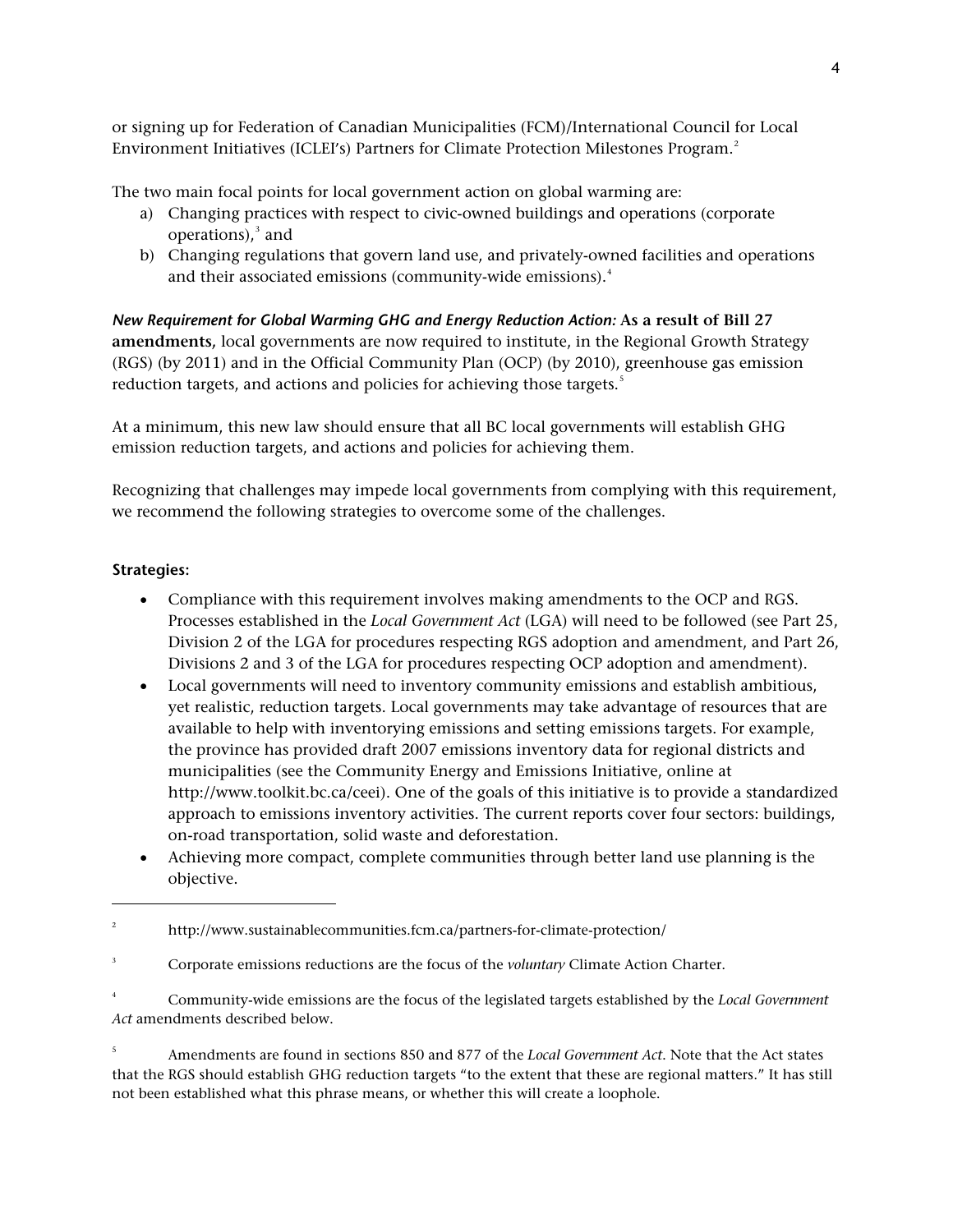or signing up for Federation of Canadian Municipalities (FCM)/International Council for Local Environment Initiatives (ICLEI's) Partners for Climate Protection Milestones Program.[2]

The two main focal points for local government action on global warming are:

a) Changing practices with respect to civic-owned buildings and operations (corporate operations),[3] and
b) Changing regulations that govern land use, and privately-owned facilities and operations and their associated emissions (community-wide emissions).[4]

***New Requirement for Global Warming GHG and Energy Reduction Action:* As a result of Bill 27 amendments,** local governments are now required to institute, in the Regional Growth Strategy (RGS) (by 2011) and in the Official Community Plan (OCP) (by 2010), greenhouse gas emission reduction targets, and actions and policies for achieving those targets.[5]

At a minimum, this new law should ensure that all BC local governments will establish GHG emission reduction targets, and actions and policies for achieving them.

Recognizing that challenges may impede local governments from complying with this requirement, we recommend the following strategies to overcome some of the challenges.

**Strategies:**

- Compliance with this requirement involves making amendments to the OCP and RGS. Processes established in the *Local Government Act* (LGA) will need to be followed (see Part 25, Division 2 of the LGA for procedures respecting RGS adoption and amendment, and Part 26, Divisions 2 and 3 of the LGA for procedures respecting OCP adoption and amendment).
- Local governments will need to inventory community emissions and establish ambitious, yet realistic, reduction targets. Local governments may take advantage of resources that are available to help with inventorying emissions and setting emissions targets. For example, the province has provided draft 2007 emissions inventory data for regional districts and municipalities (see the Community Energy and Emissions Initiative, online at http://www.toolkit.bc.ca/ceei). One of the goals of this initiative is to provide a standardized approach to emissions inventory activities. The current reports cover four sectors: buildings, on-road transportation, solid waste and deforestation.
- Achieving more compact, complete communities through better land use planning is the objective.

---

[2] http://www.sustainablecommunities.fcm.ca/partners-for-climate-protection/

[3] Corporate emissions reductions are the focus of the *voluntary* Climate Action Charter.

[4] Community-wide emissions are the focus of the legislated targets established by the *Local Government Act* amendments described below.

[5] Amendments are found in sections 850 and 877 of the *Local Government Act*. Note that the Act states that the RGS should establish GHG reduction targets "to the extent that these are regional matters." It has still not been established what this phrase means, or whether this will create a loophole.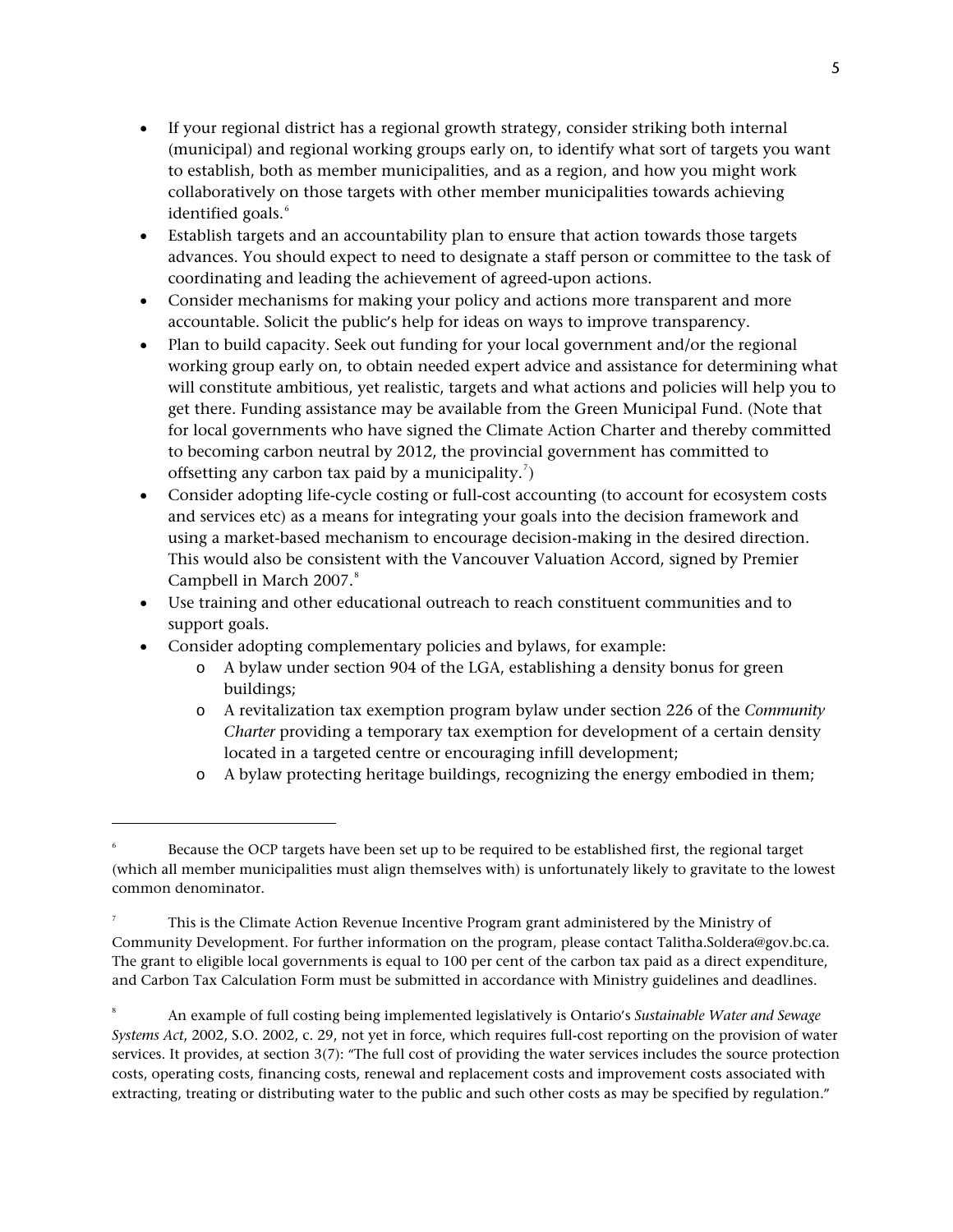- If your regional district has a regional growth strategy, consider striking both internal (municipal) and regional working groups early on, to identify what sort of targets you want to establish, both as member municipalities, and as a region, and how you might work collaboratively on those targets with other member municipalities towards achieving identified goals.[6]
- Establish targets and an accountability plan to ensure that action towards those targets advances. You should expect to need to designate a staff person or committee to the task of coordinating and leading the achievement of agreed-upon actions.
- Consider mechanisms for making your policy and actions more transparent and more accountable. Solicit the public's help for ideas on ways to improve transparency.
- Plan to build capacity. Seek out funding for your local government and/or the regional working group early on, to obtain needed expert advice and assistance for determining what will constitute ambitious, yet realistic, targets and what actions and policies will help you to get there. Funding assistance may be available from the Green Municipal Fund. (Note that for local governments who have signed the Climate Action Charter and thereby committed to becoming carbon neutral by 2012, the provincial government has committed to offsetting any carbon tax paid by a municipality.[7])
- Consider adopting life-cycle costing or full-cost accounting (to account for ecosystem costs and services etc) as a means for integrating your goals into the decision framework and using a market-based mechanism to encourage decision-making in the desired direction. This would also be consistent with the Vancouver Valuation Accord, signed by Premier Campbell in March 2007.[8]
- Use training and other educational outreach to reach constituent communities and to support goals.
- Consider adopting complementary policies and bylaws, for example:
  - A bylaw under section 904 of the LGA, establishing a density bonus for green buildings;
  - A revitalization tax exemption program bylaw under section 226 of the *Community Charter* providing a temporary tax exemption for development of a certain density located in a targeted centre or encouraging infill development;
  - A bylaw protecting heritage buildings, recognizing the energy embodied in them;

---

[6] Because the OCP targets have been set up to be required to be established first, the regional target (which all member municipalities must align themselves with) is unfortunately likely to gravitate to the lowest common denominator.

[7] This is the Climate Action Revenue Incentive Program grant administered by the Ministry of Community Development. For further information on the program, please contact Talitha.Soldera@gov.bc.ca. The grant to eligible local governments is equal to 100 per cent of the carbon tax paid as a direct expenditure, and Carbon Tax Calculation Form must be submitted in accordance with Ministry guidelines and deadlines.

[8] An example of full costing being implemented legislatively is Ontario's *Sustainable Water and Sewage Systems Act*, 2002, S.O. 2002, c. 29, not yet in force, which requires full-cost reporting on the provision of water services. It provides, at section 3(7): "The full cost of providing the water services includes the source protection costs, operating costs, financing costs, renewal and replacement costs and improvement costs associated with extracting, treating or distributing water to the public and such other costs as may be specified by regulation."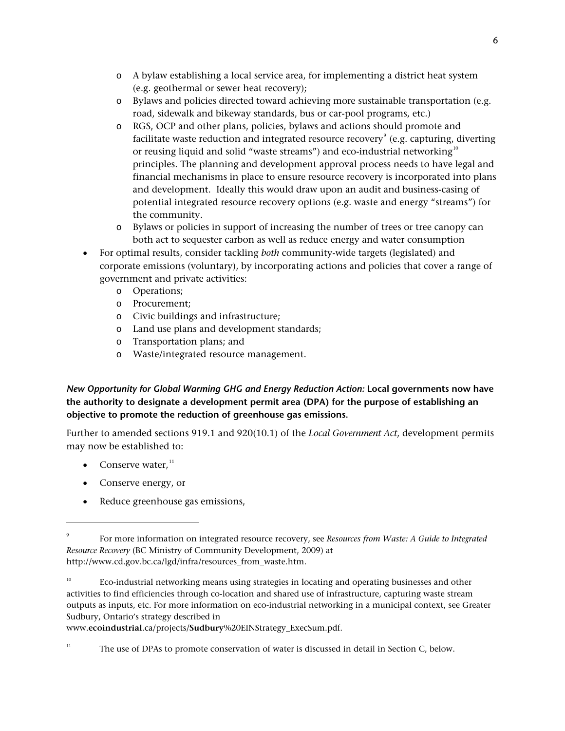- A bylaw establishing a local service area, for implementing a district heat system (e.g. geothermal or sewer heat recovery);
  - Bylaws and policies directed toward achieving more sustainable transportation (e.g. road, sidewalk and bikeway standards, bus or car-pool programs, etc.)
  - RGS, OCP and other plans, policies, bylaws and actions should promote and facilitate waste reduction and integrated resource recovery[9] (e.g. capturing, diverting or reusing liquid and solid "waste streams") and eco-industrial networking[10] principles. The planning and development approval process needs to have legal and financial mechanisms in place to ensure resource recovery is incorporated into plans and development. Ideally this would draw upon an audit and business-casing of potential integrated resource recovery options (e.g. waste and energy "streams") for the community.
  - Bylaws or policies in support of increasing the number of trees or tree canopy can both act to sequester carbon as well as reduce energy and water consumption
- For optimal results, consider tackling *both* community-wide targets (legislated) and corporate emissions (voluntary), by incorporating actions and policies that cover a range of government and private activities:
  - Operations;
  - Procurement;
  - Civic buildings and infrastructure;
  - Land use plans and development standards;
  - Transportation plans; and
  - Waste/integrated resource management.

***New Opportunity for Global Warming GHG and Energy Reduction Action:*** **Local governments now have the authority to designate a development permit area (DPA) for the purpose of establishing an objective to promote the reduction of greenhouse gas emissions.**

Further to amended sections 919.1 and 920(10.1) of the *Local Government Act*, development permits may now be established to:

- Conserve water,[11]
- Conserve energy, or
- Reduce greenhouse gas emissions,

---

[9] For more information on integrated resource recovery, see *Resources from Waste: A Guide to Integrated Resource Recovery* (BC Ministry of Community Development, 2009) at http://www.cd.gov.bc.ca/lgd/infra/resources_from_waste.htm.

[10] Eco-industrial networking means using strategies in locating and operating businesses and other activities to find efficiencies through co-location and shared use of infrastructure, capturing waste stream outputs as inputs, etc. For more information on eco-industrial networking in a municipal context, see Greater Sudbury, Ontario's strategy described in www.**ecoindustrial**.ca/projects/**Sudbury**%20EINStrategy_ExecSum.pdf.

[11] The use of DPAs to promote conservation of water is discussed in detail in Section C, below.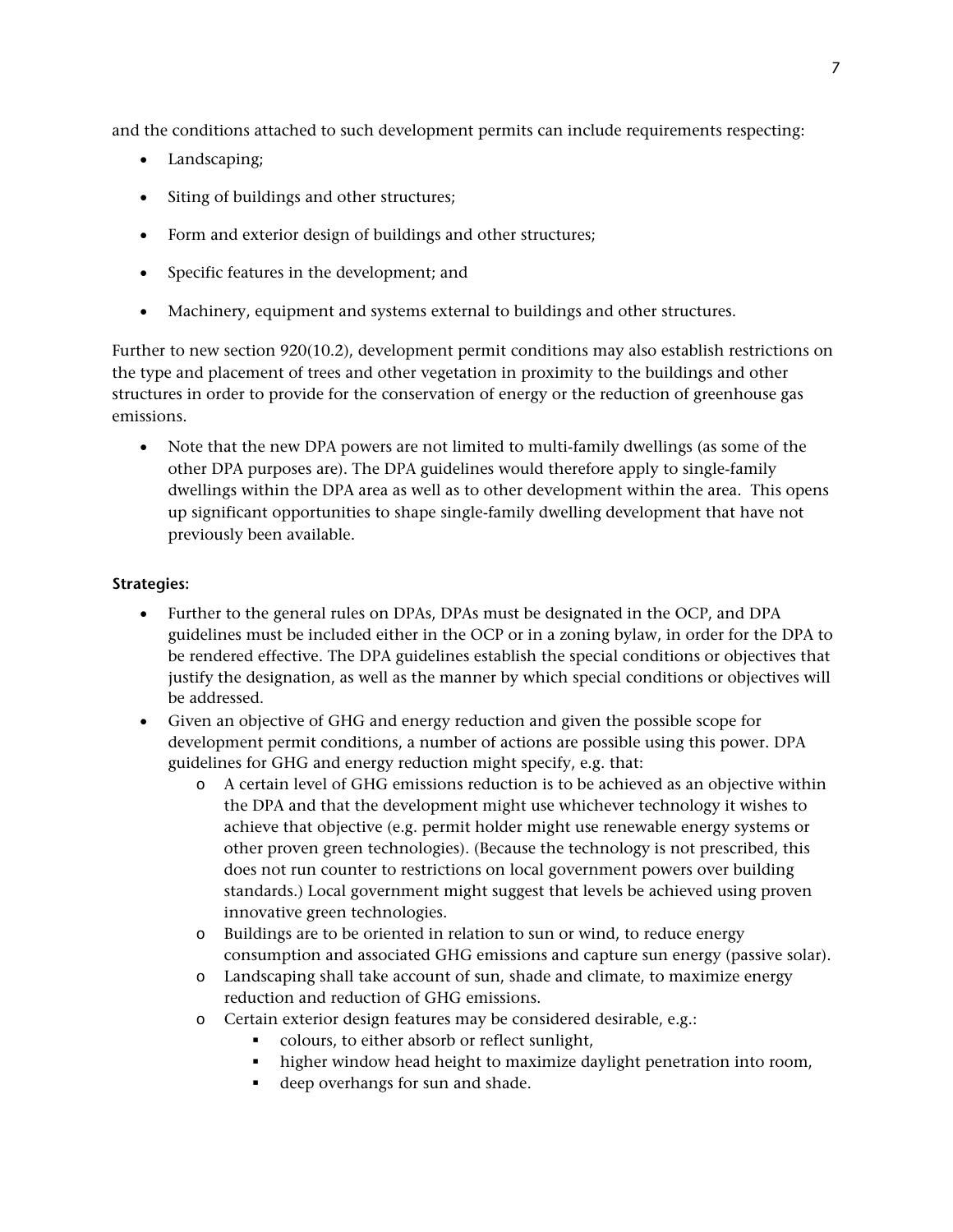and the conditions attached to such development permits can include requirements respecting:

- Landscaping;
- Siting of buildings and other structures;
- Form and exterior design of buildings and other structures;
- Specific features in the development; and
- Machinery, equipment and systems external to buildings and other structures.

Further to new section 920(10.2), development permit conditions may also establish restrictions on the type and placement of trees and other vegetation in proximity to the buildings and other structures in order to provide for the conservation of energy or the reduction of greenhouse gas emissions.

- Note that the new DPA powers are not limited to multi-family dwellings (as some of the other DPA purposes are). The DPA guidelines would therefore apply to single-family dwellings within the DPA area as well as to other development within the area. This opens up significant opportunities to shape single-family dwelling development that have not previously been available.

**Strategies:**

- Further to the general rules on DPAs, DPAs must be designated in the OCP, and DPA guidelines must be included either in the OCP or in a zoning bylaw, in order for the DPA to be rendered effective. The DPA guidelines establish the special conditions or objectives that justify the designation, as well as the manner by which special conditions or objectives will be addressed.
- Given an objective of GHG and energy reduction and given the possible scope for development permit conditions, a number of actions are possible using this power. DPA guidelines for GHG and energy reduction might specify, e.g. that:
  - A certain level of GHG emissions reduction is to be achieved as an objective within the DPA and that the development might use whichever technology it wishes to achieve that objective (e.g. permit holder might use renewable energy systems or other proven green technologies). (Because the technology is not prescribed, this does not run counter to restrictions on local government powers over building standards.) Local government might suggest that levels be achieved using proven innovative green technologies.
  - Buildings are to be oriented in relation to sun or wind, to reduce energy consumption and associated GHG emissions and capture sun energy (passive solar).
  - Landscaping shall take account of sun, shade and climate, to maximize energy reduction and reduction of GHG emissions.
  - Certain exterior design features may be considered desirable, e.g.:
    - colours, to either absorb or reflect sunlight,
    - higher window head height to maximize daylight penetration into room,
    - deep overhangs for sun and shade.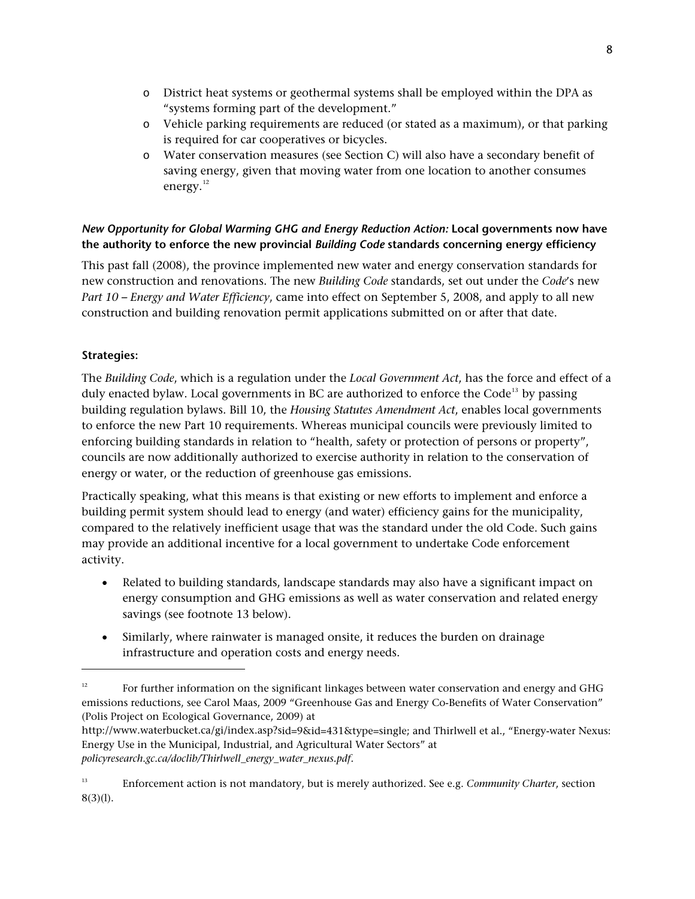- District heat systems or geothermal systems shall be employed within the DPA as "systems forming part of the development."
- Vehicle parking requirements are reduced (or stated as a maximum), or that parking is required for car cooperatives or bicycles.
- Water conservation measures (see Section C) will also have a secondary benefit of saving energy, given that moving water from one location to another consumes energy.[12]

***New Opportunity for Global Warming GHG and Energy Reduction Action:*** **Local governments now have the authority to enforce the new provincial *Building Code* standards concerning energy efficiency**

This past fall (2008), the province implemented new water and energy conservation standards for new construction and renovations. The new *Building Code* standards, set out under the *Code*'s new *Part 10 – Energy and Water Efficiency*, came into effect on September 5, 2008, and apply to all new construction and building renovation permit applications submitted on or after that date.

**Strategies:**

The *Building Code*, which is a regulation under the *Local Government Act*, has the force and effect of a duly enacted bylaw. Local governments in BC are authorized to enforce the Code[13] by passing building regulation bylaws. Bill 10, the *Housing Statutes Amendment Act*, enables local governments to enforce the new Part 10 requirements. Whereas municipal councils were previously limited to enforcing building standards in relation to "health, safety or protection of persons or property", councils are now additionally authorized to exercise authority in relation to the conservation of energy or water, or the reduction of greenhouse gas emissions.

Practically speaking, what this means is that existing or new efforts to implement and enforce a building permit system should lead to energy (and water) efficiency gains for the municipality, compared to the relatively inefficient usage that was the standard under the old Code. Such gains may provide an additional incentive for a local government to undertake Code enforcement activity.

- Related to building standards, landscape standards may also have a significant impact on energy consumption and GHG emissions as well as water conservation and related energy savings (see footnote 13 below).
- Similarly, where rainwater is managed onsite, it reduces the burden on drainage infrastructure and operation costs and energy needs.

---

[12] For further information on the significant linkages between water conservation and energy and GHG emissions reductions, see Carol Maas, 2009 "Greenhouse Gas and Energy Co-Benefits of Water Conservation" (Polis Project on Ecological Governance, 2009) at http://www.waterbucket.ca/gi/index.asp?sid=9&id=431&type=single; and Thirlwell et al., "Energy-water Nexus: Energy Use in the Municipal, Industrial, and Agricultural Water Sectors" at *policyresearch.gc.ca/doclib/Thirlwell_energy_water_nexus.pdf*.

[13] Enforcement action is not mandatory, but is merely authorized. See e.g. *Community Charter*, section 8(3)(l).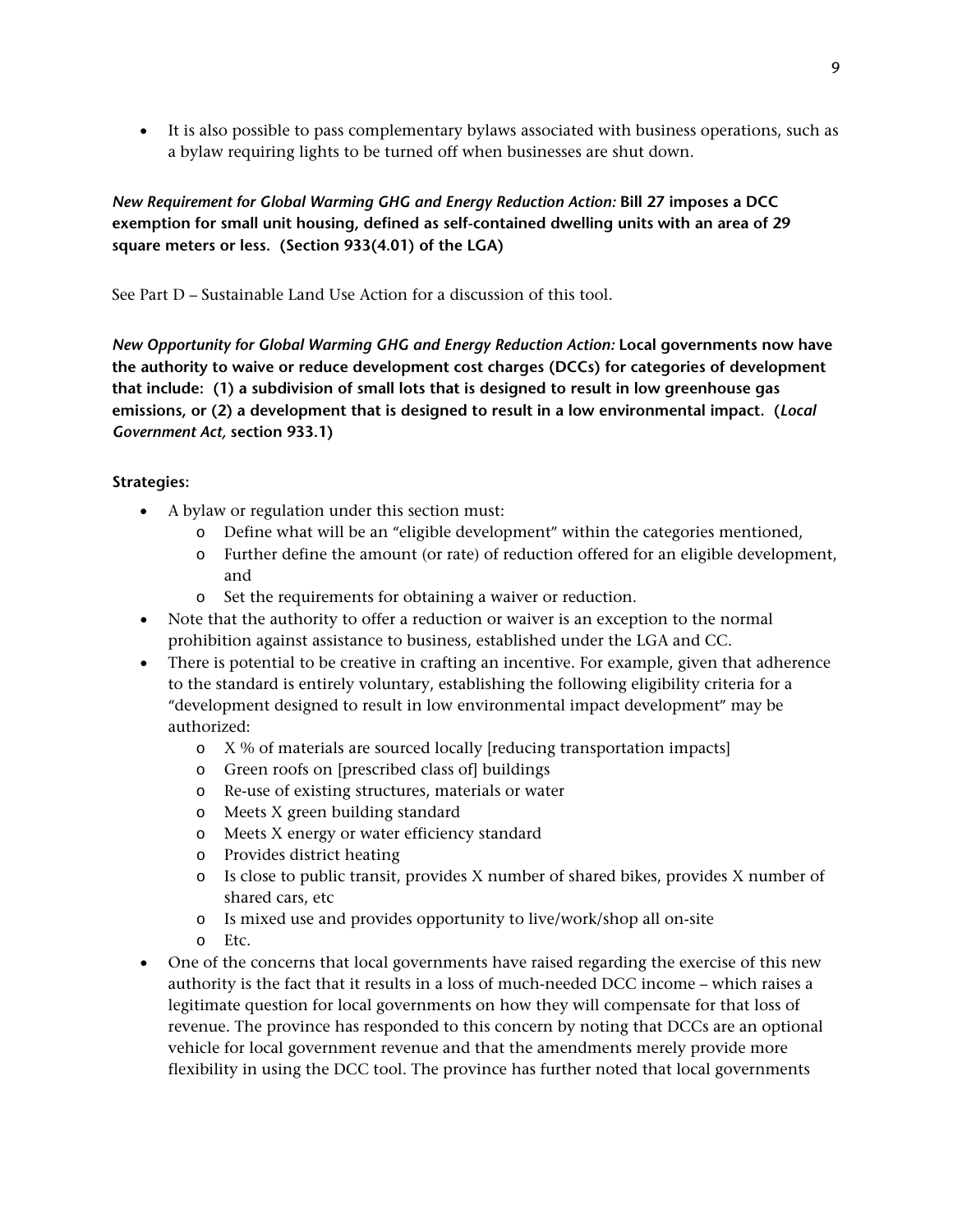- It is also possible to pass complementary bylaws associated with business operations, such as a bylaw requiring lights to be turned off when businesses are shut down.

***New Requirement for Global Warming GHG and Energy Reduction Action:* Bill 27 imposes a DCC exemption for small unit housing, defined as self-contained dwelling units with an area of 29 square meters or less. (Section 933(4.01) of the LGA)**

See Part D – Sustainable Land Use Action for a discussion of this tool.

***New Opportunity for Global Warming GHG and Energy Reduction Action:* Local governments now have the authority to waive or reduce development cost charges (DCCs) for categories of development that include: (1) a subdivision of small lots that is designed to result in low greenhouse gas emissions, or (2) a development that is designed to result in a low environmental impact. (*Local Government Act,* section 933.1)**

**Strategies:**

- A bylaw or regulation under this section must:
  - Define what will be an "eligible development" within the categories mentioned,
  - Further define the amount (or rate) of reduction offered for an eligible development, and
  - Set the requirements for obtaining a waiver or reduction.
- Note that the authority to offer a reduction or waiver is an exception to the normal prohibition against assistance to business, established under the LGA and CC.
- There is potential to be creative in crafting an incentive. For example, given that adherence to the standard is entirely voluntary, establishing the following eligibility criteria for a "development designed to result in low environmental impact development" may be authorized:
  - X % of materials are sourced locally [reducing transportation impacts]
  - Green roofs on [prescribed class of] buildings
  - Re-use of existing structures, materials or water
  - Meets X green building standard
  - Meets X energy or water efficiency standard
  - Provides district heating
  - Is close to public transit, provides X number of shared bikes, provides X number of shared cars, etc
  - Is mixed use and provides opportunity to live/work/shop all on-site
  - Etc.
- One of the concerns that local governments have raised regarding the exercise of this new authority is the fact that it results in a loss of much-needed DCC income – which raises a legitimate question for local governments on how they will compensate for that loss of revenue. The province has responded to this concern by noting that DCCs are an optional vehicle for local government revenue and that the amendments merely provide more flexibility in using the DCC tool. The province has further noted that local governments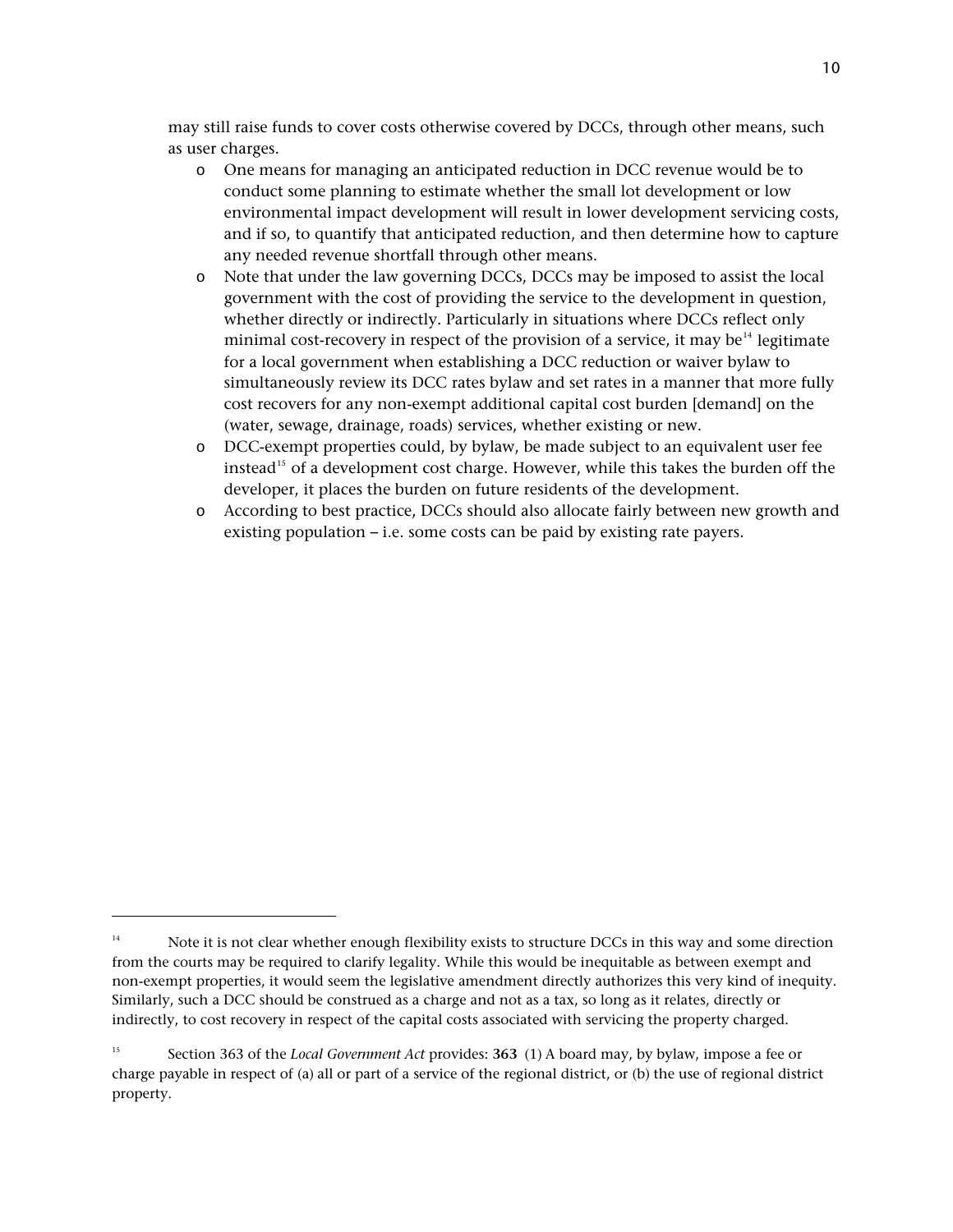may still raise funds to cover costs otherwise covered by DCCs, through other means, such as user charges.

- One means for managing an anticipated reduction in DCC revenue would be to conduct some planning to estimate whether the small lot development or low environmental impact development will result in lower development servicing costs, and if so, to quantify that anticipated reduction, and then determine how to capture any needed revenue shortfall through other means.
- Note that under the law governing DCCs, DCCs may be imposed to assist the local government with the cost of providing the service to the development in question, whether directly or indirectly. Particularly in situations where DCCs reflect only minimal cost-recovery in respect of the provision of a service, it may be[14] legitimate for a local government when establishing a DCC reduction or waiver bylaw to simultaneously review its DCC rates bylaw and set rates in a manner that more fully cost recovers for any non-exempt additional capital cost burden [demand] on the (water, sewage, drainage, roads) services, whether existing or new.
- DCC-exempt properties could, by bylaw, be made subject to an equivalent user fee instead[15] of a development cost charge. However, while this takes the burden off the developer, it places the burden on future residents of the development.
- According to best practice, DCCs should also allocate fairly between new growth and existing population – i.e. some costs can be paid by existing rate payers.

---

[14] Note it is not clear whether enough flexibility exists to structure DCCs in this way and some direction from the courts may be required to clarify legality. While this would be inequitable as between exempt and non-exempt properties, it would seem the legislative amendment directly authorizes this very kind of inequity. Similarly, such a DCC should be construed as a charge and not as a tax, so long as it relates, directly or indirectly, to cost recovery in respect of the capital costs associated with servicing the property charged.

[15] Section 363 of the *Local Government Act* provides: **363** (1) A board may, by bylaw, impose a fee or charge payable in respect of (a) all or part of a service of the regional district, or (b) the use of regional district property.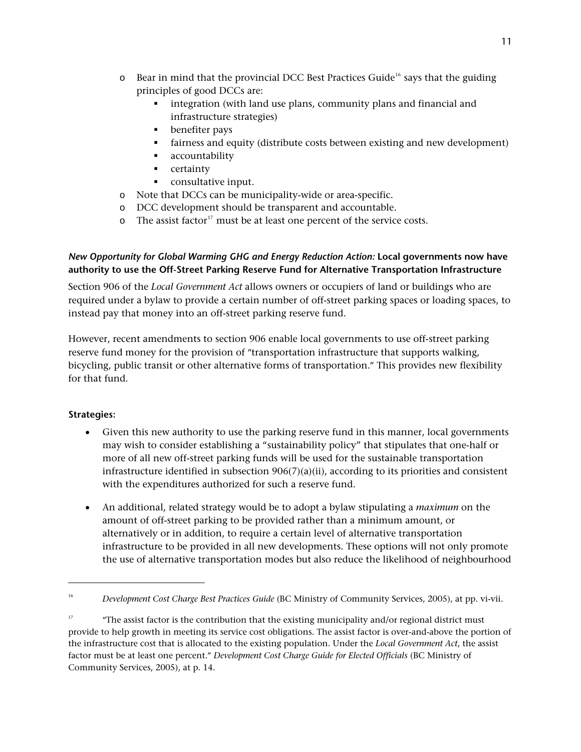- Bear in mind that the provincial DCC Best Practices Guide[16] says that the guiding principles of good DCCs are:
    - integration (with land use plans, community plans and financial and infrastructure strategies)
    - benefiter pays
    - fairness and equity (distribute costs between existing and new development)
    - accountability
    - certainty
    - consultative input.
- Note that DCCs can be municipality-wide or area-specific.
- DCC development should be transparent and accountable.
- The assist factor[17] must be at least one percent of the service costs.

***New Opportunity for Global Warming GHG and Energy Reduction Action:* Local governments now have authority to use the Off-Street Parking Reserve Fund for Alternative Transportation Infrastructure**

Section 906 of the *Local Government Act* allows owners or occupiers of land or buildings who are required under a bylaw to provide a certain number of off-street parking spaces or loading spaces, to instead pay that money into an off-street parking reserve fund.

However, recent amendments to section 906 enable local governments to use off-street parking reserve fund money for the provision of "transportation infrastructure that supports walking, bicycling, public transit or other alternative forms of transportation." This provides new flexibility for that fund.

**Strategies:**

- Given this new authority to use the parking reserve fund in this manner, local governments may wish to consider establishing a "sustainability policy" that stipulates that one-half or more of all new off-street parking funds will be used for the sustainable transportation infrastructure identified in subsection 906(7)(a)(ii), according to its priorities and consistent with the expenditures authorized for such a reserve fund.

- An additional, related strategy would be to adopt a bylaw stipulating a *maximum* on the amount of off-street parking to be provided rather than a minimum amount, or alternatively or in addition, to require a certain level of alternative transportation infrastructure to be provided in all new developments. These options will not only promote the use of alternative transportation modes but also reduce the likelihood of neighbourhood

---

[16] *Development Cost Charge Best Practices Guide* (BC Ministry of Community Services, 2005), at pp. vi-vii.

[17] "The assist factor is the contribution that the existing municipality and/or regional district must provide to help growth in meeting its service cost obligations. The assist factor is over-and-above the portion of the infrastructure cost that is allocated to the existing population. Under the *Local Government Act*, the assist factor must be at least one percent." *Development Cost Charge Guide for Elected Officials* (BC Ministry of Community Services, 2005), at p. 14.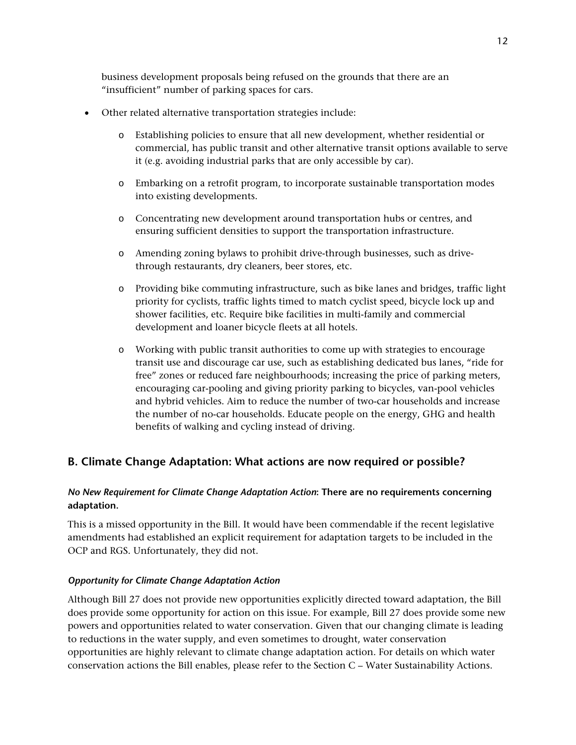business development proposals being refused on the grounds that there are an "insufficient" number of parking spaces for cars.

- Other related alternative transportation strategies include:
  - Establishing policies to ensure that all new development, whether residential or commercial, has public transit and other alternative transit options available to serve it (e.g. avoiding industrial parks that are only accessible by car).
  - Embarking on a retrofit program, to incorporate sustainable transportation modes into existing developments.
  - Concentrating new development around transportation hubs or centres, and ensuring sufficient densities to support the transportation infrastructure.
  - Amending zoning bylaws to prohibit drive-through businesses, such as drive-through restaurants, dry cleaners, beer stores, etc.
  - Providing bike commuting infrastructure, such as bike lanes and bridges, traffic light priority for cyclists, traffic lights timed to match cyclist speed, bicycle lock up and shower facilities, etc. Require bike facilities in multi-family and commercial development and loaner bicycle fleets at all hotels.
  - Working with public transit authorities to come up with strategies to encourage transit use and discourage car use, such as establishing dedicated bus lanes, "ride for free" zones or reduced fare neighbourhoods; increasing the price of parking meters, encouraging car-pooling and giving priority parking to bicycles, van-pool vehicles and hybrid vehicles. Aim to reduce the number of two-car households and increase the number of no-car households. Educate people on the energy, GHG and health benefits of walking and cycling instead of driving.

## B. Climate Change Adaptation: What actions are now required or possible?

***No New Requirement for Climate Change Adaptation Action*: There are no requirements concerning adaptation.**

This is a missed opportunity in the Bill. It would have been commendable if the recent legislative amendments had established an explicit requirement for adaptation targets to be included in the OCP and RGS. Unfortunately, they did not.

***Opportunity for Climate Change Adaptation Action***

Although Bill 27 does not provide new opportunities explicitly directed toward adaptation, the Bill does provide some opportunity for action on this issue. For example, Bill 27 does provide some new powers and opportunities related to water conservation. Given that our changing climate is leading to reductions in the water supply, and even sometimes to drought, water conservation opportunities are highly relevant to climate change adaptation action. For details on which water conservation actions the Bill enables, please refer to the Section C – Water Sustainability Actions.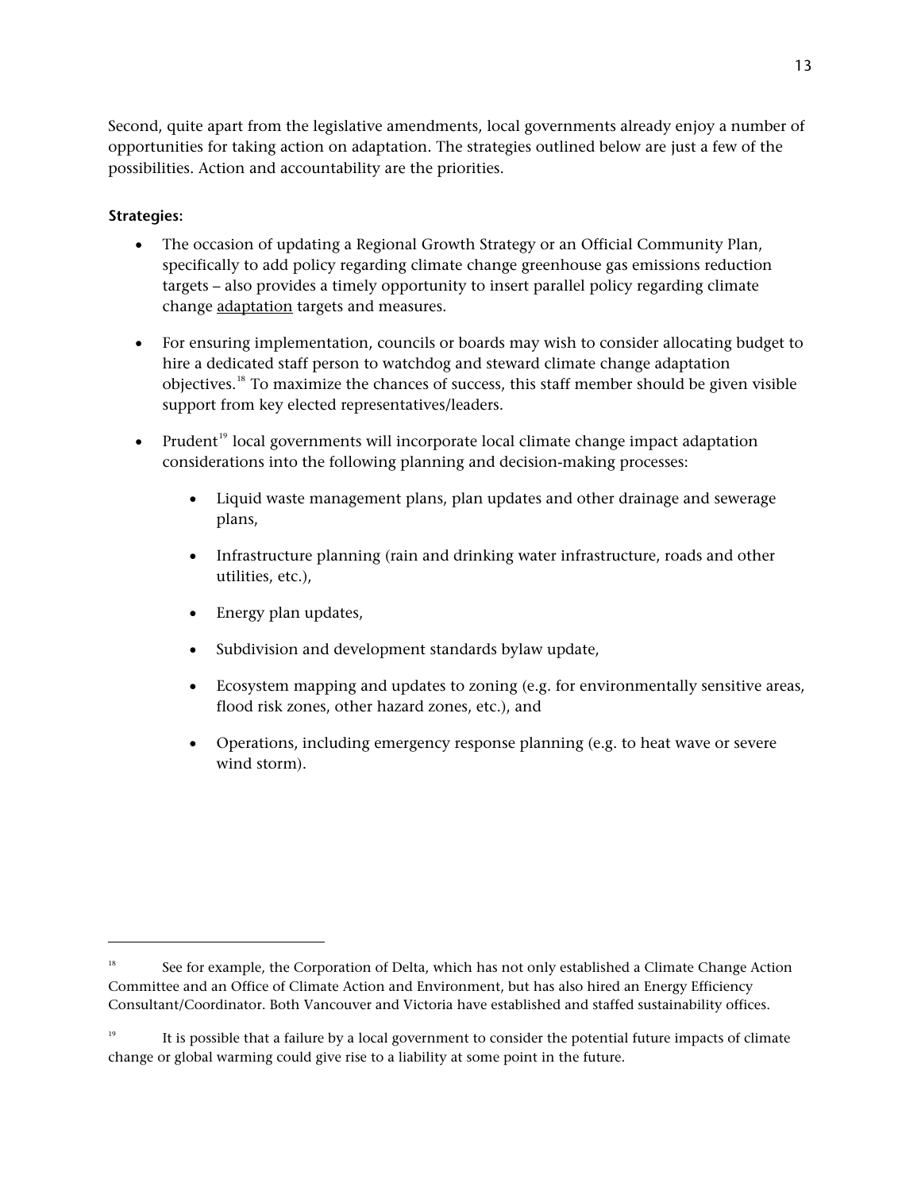Second, quite apart from the legislative amendments, local governments already enjoy a number of opportunities for taking action on adaptation. The strategies outlined below are just a few of the possibilities. Action and accountability are the priorities.

**Strategies:**

- The occasion of updating a Regional Growth Strategy or an Official Community Plan, specifically to add policy regarding climate change greenhouse gas emissions reduction targets – also provides a timely opportunity to insert parallel policy regarding climate change <u>adaptation</u> targets and measures.

- For ensuring implementation, councils or boards may wish to consider allocating budget to hire a dedicated staff person to watchdog and steward climate change adaptation objectives.[18] To maximize the chances of success, this staff member should be given visible support from key elected representatives/leaders.

- Prudent[19] local governments will incorporate local climate change impact adaptation considerations into the following planning and decision-making processes:

  - Liquid waste management plans, plan updates and other drainage and sewerage plans,

  - Infrastructure planning (rain and drinking water infrastructure, roads and other utilities, etc.),

  - Energy plan updates,

  - Subdivision and development standards bylaw update,

  - Ecosystem mapping and updates to zoning (e.g. for environmentally sensitive areas, flood risk zones, other hazard zones, etc.), and

  - Operations, including emergency response planning (e.g. to heat wave or severe wind storm).

---

[18] See for example, the Corporation of Delta, which has not only established a Climate Change Action Committee and an Office of Climate Action and Environment, but has also hired an Energy Efficiency Consultant/Coordinator. Both Vancouver and Victoria have established and staffed sustainability offices.

[19] It is possible that a failure by a local government to consider the potential future impacts of climate change or global warming could give rise to a liability at some point in the future.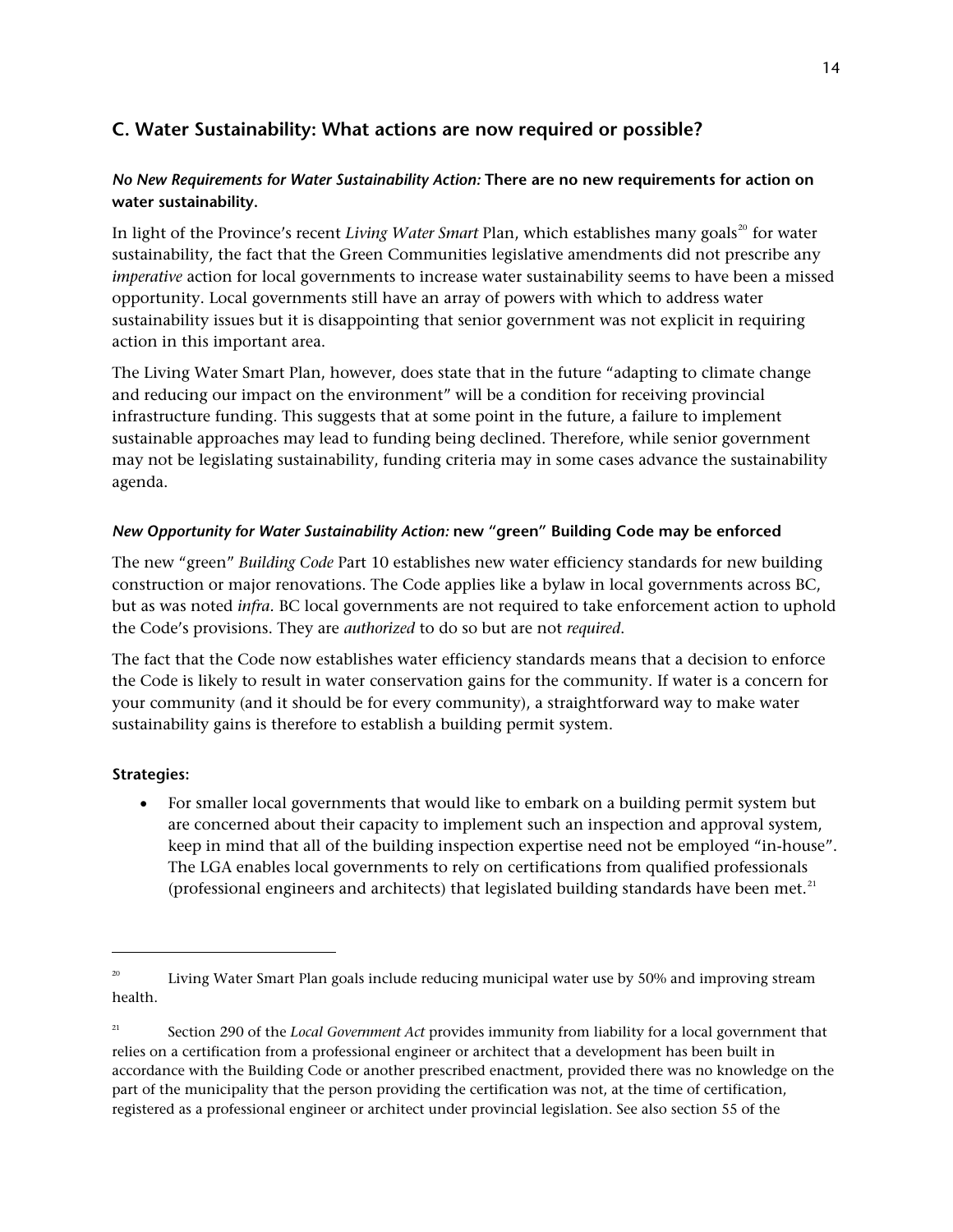## C. Water Sustainability: What actions are now required or possible?

***No New Requirements for Water Sustainability Action:*** **There are no new requirements for action on water sustainability.**

In light of the Province's recent *Living Water Smart* Plan, which establishes many goals[20] for water sustainability, the fact that the Green Communities legislative amendments did not prescribe any *imperative* action for local governments to increase water sustainability seems to have been a missed opportunity. Local governments still have an array of powers with which to address water sustainability issues but it is disappointing that senior government was not explicit in requiring action in this important area.

The Living Water Smart Plan, however, does state that in the future "adapting to climate change and reducing our impact on the environment" will be a condition for receiving provincial infrastructure funding. This suggests that at some point in the future, a failure to implement sustainable approaches may lead to funding being declined. Therefore, while senior government may not be legislating sustainability, funding criteria may in some cases advance the sustainability agenda.

***New Opportunity for Water Sustainability Action:*** **new "green" Building Code may be enforced**

The new "green" *Building Code* Part 10 establishes new water efficiency standards for new building construction or major renovations. The Code applies like a bylaw in local governments across BC, but as was noted *infra*. BC local governments are not required to take enforcement action to uphold the Code's provisions. They are *authorized* to do so but are not *required*.

The fact that the Code now establishes water efficiency standards means that a decision to enforce the Code is likely to result in water conservation gains for the community. If water is a concern for your community (and it should be for every community), a straightforward way to make water sustainability gains is therefore to establish a building permit system.

**Strategies:**

- For smaller local governments that would like to embark on a building permit system but are concerned about their capacity to implement such an inspection and approval system, keep in mind that all of the building inspection expertise need not be employed "in-house". The LGA enables local governments to rely on certifications from qualified professionals (professional engineers and architects) that legislated building standards have been met.[21]

---

[20] Living Water Smart Plan goals include reducing municipal water use by 50% and improving stream health.

[21] Section 290 of the *Local Government Act* provides immunity from liability for a local government that relies on a certification from a professional engineer or architect that a development has been built in accordance with the Building Code or another prescribed enactment, provided there was no knowledge on the part of the municipality that the person providing the certification was not, at the time of certification, registered as a professional engineer or architect under provincial legislation. See also section 55 of the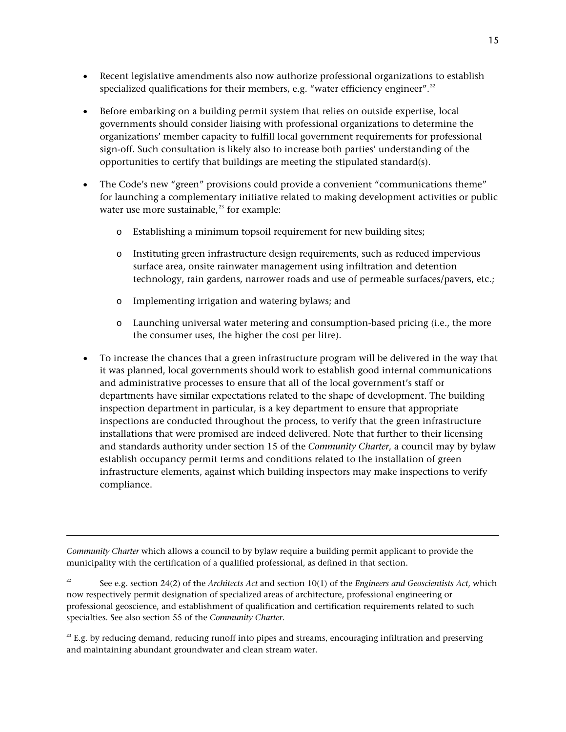- Recent legislative amendments also now authorize professional organizations to establish specialized qualifications for their members, e.g. "water efficiency engineer".[22]

- Before embarking on a building permit system that relies on outside expertise, local governments should consider liaising with professional organizations to determine the organizations' member capacity to fulfill local government requirements for professional sign-off. Such consultation is likely also to increase both parties' understanding of the opportunities to certify that buildings are meeting the stipulated standard(s).

- The Code's new "green" provisions could provide a convenient "communications theme" for launching a complementary initiative related to making development activities or public water use more sustainable,[23] for example:

  - Establishing a minimum topsoil requirement for new building sites;

  - Instituting green infrastructure design requirements, such as reduced impervious surface area, onsite rainwater management using infiltration and detention technology, rain gardens, narrower roads and use of permeable surfaces/pavers, etc.;

  - Implementing irrigation and watering bylaws; and

  - Launching universal water metering and consumption-based pricing (i.e., the more the consumer uses, the higher the cost per litre).

- To increase the chances that a green infrastructure program will be delivered in the way that it was planned, local governments should work to establish good internal communications and administrative processes to ensure that all of the local government's staff or departments have similar expectations related to the shape of development. The building inspection department in particular, is a key department to ensure that appropriate inspections are conducted throughout the process, to verify that the green infrastructure installations that were promised are indeed delivered. Note that further to their licensing and standards authority under section 15 of the *Community Charter*, a council may by bylaw establish occupancy permit terms and conditions related to the installation of green infrastructure elements, against which building inspectors may make inspections to verify compliance.

---

*Community Charter* which allows a council to by bylaw require a building permit applicant to provide the municipality with the certification of a qualified professional, as defined in that section.

[22] See e.g. section 24(2) of the *Architects Act* and section 10(1) of the *Engineers and Geoscientists Act*, which now respectively permit designation of specialized areas of architecture, professional engineering or professional geoscience, and establishment of qualification and certification requirements related to such specialties. See also section 55 of the *Community Charter*.

[23] E.g. by reducing demand, reducing runoff into pipes and streams, encouraging infiltration and preserving and maintaining abundant groundwater and clean stream water.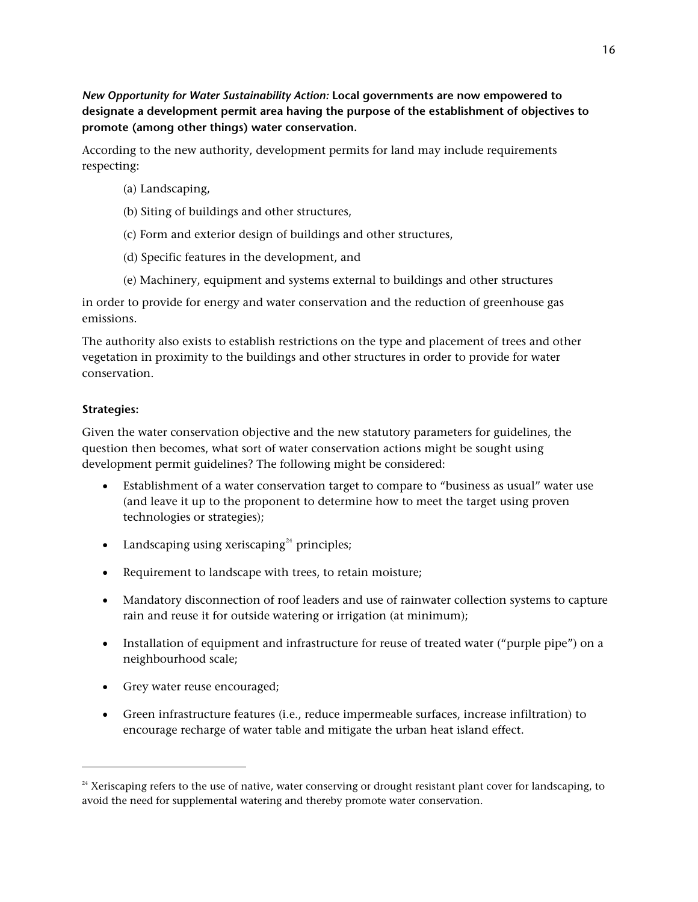*New Opportunity for Water Sustainability Action:* **Local governments are now empowered to designate a development permit area having the purpose of the establishment of objectives to promote (among other things) water conservation.**

According to the new authority, development permits for land may include requirements respecting:

(a) Landscaping,

(b) Siting of buildings and other structures,

(c) Form and exterior design of buildings and other structures,

(d) Specific features in the development, and

(e) Machinery, equipment and systems external to buildings and other structures

in order to provide for energy and water conservation and the reduction of greenhouse gas emissions.

The authority also exists to establish restrictions on the type and placement of trees and other vegetation in proximity to the buildings and other structures in order to provide for water conservation.

**Strategies:**

Given the water conservation objective and the new statutory parameters for guidelines, the question then becomes, what sort of water conservation actions might be sought using development permit guidelines? The following might be considered:

- Establishment of a water conservation target to compare to "business as usual" water use (and leave it up to the proponent to determine how to meet the target using proven technologies or strategies);
- Landscaping using xeriscaping[24] principles;
- Requirement to landscape with trees, to retain moisture;
- Mandatory disconnection of roof leaders and use of rainwater collection systems to capture rain and reuse it for outside watering or irrigation (at minimum);
- Installation of equipment and infrastructure for reuse of treated water ("purple pipe") on a neighbourhood scale;
- Grey water reuse encouraged;
- Green infrastructure features (i.e., reduce impermeable surfaces, increase infiltration) to encourage recharge of water table and mitigate the urban heat island effect.

---

[24] Xeriscaping refers to the use of native, water conserving or drought resistant plant cover for landscaping, to avoid the need for supplemental watering and thereby promote water conservation.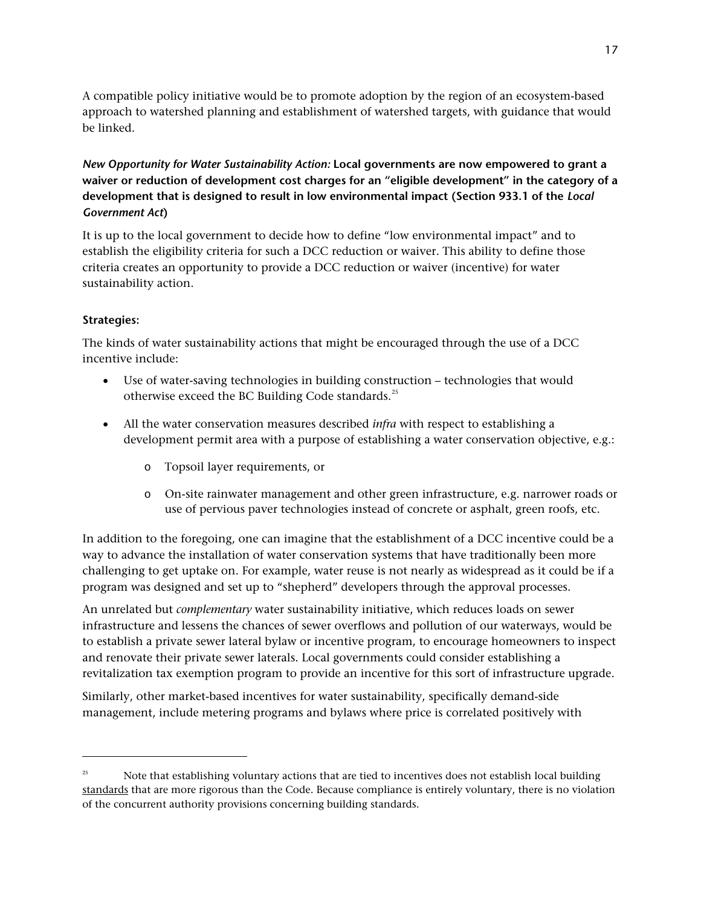A compatible policy initiative would be to promote adoption by the region of an ecosystem-based approach to watershed planning and establishment of watershed targets, with guidance that would be linked.

***New Opportunity for Water Sustainability Action:*** **Local governments are now empowered to grant a waiver or reduction of development cost charges for an "eligible development" in the category of a development that is designed to result in low environmental impact (Section 933.1 of the *Local Government Act*)**

It is up to the local government to decide how to define "low environmental impact" and to establish the eligibility criteria for such a DCC reduction or waiver. This ability to define those criteria creates an opportunity to provide a DCC reduction or waiver (incentive) for water sustainability action.

**Strategies:**

The kinds of water sustainability actions that might be encouraged through the use of a DCC incentive include:

- Use of water-saving technologies in building construction – technologies that would otherwise exceed the BC Building Code standards.[25]
- All the water conservation measures described *infra* with respect to establishing a development permit area with a purpose of establishing a water conservation objective, e.g.:
  - Topsoil layer requirements, or
  - On-site rainwater management and other green infrastructure, e.g. narrower roads or use of pervious paver technologies instead of concrete or asphalt, green roofs, etc.

In addition to the foregoing, one can imagine that the establishment of a DCC incentive could be a way to advance the installation of water conservation systems that have traditionally been more challenging to get uptake on. For example, water reuse is not nearly as widespread as it could be if a program was designed and set up to "shepherd" developers through the approval processes.

An unrelated but *complementary* water sustainability initiative, which reduces loads on sewer infrastructure and lessens the chances of sewer overflows and pollution of our waterways, would be to establish a private sewer lateral bylaw or incentive program, to encourage homeowners to inspect and renovate their private sewer laterals. Local governments could consider establishing a revitalization tax exemption program to provide an incentive for this sort of infrastructure upgrade.

Similarly, other market-based incentives for water sustainability, specifically demand-side management, include metering programs and bylaws where price is correlated positively with

---

[25] Note that establishing voluntary actions that are tied to incentives does not establish local building <u>standards</u> that are more rigorous than the Code. Because compliance is entirely voluntary, there is no violation of the concurrent authority provisions concerning building standards.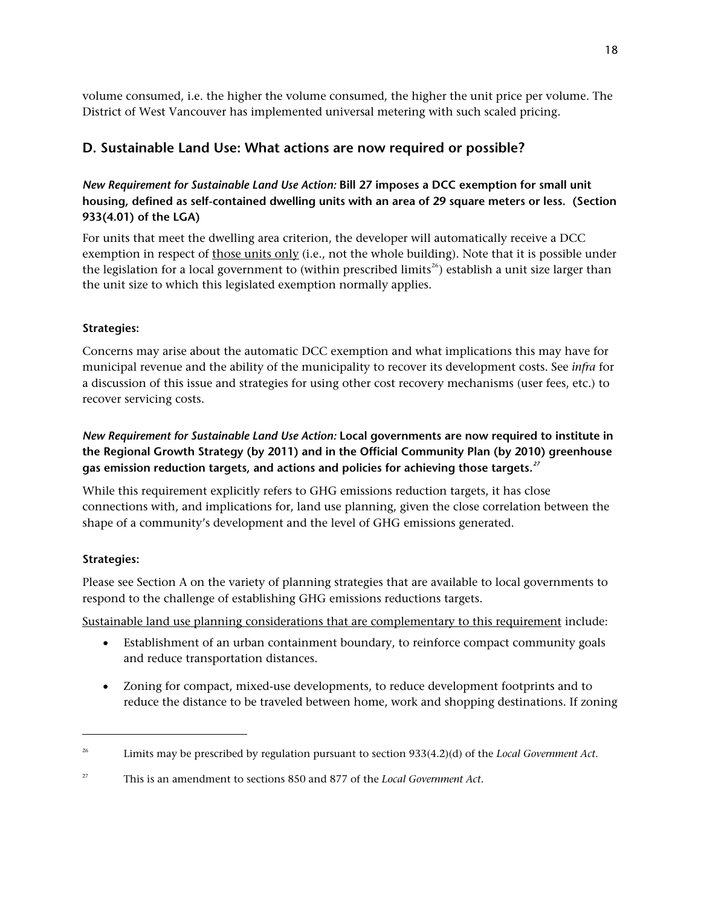volume consumed, i.e. the higher the volume consumed, the higher the unit price per volume. The District of West Vancouver has implemented universal metering with such scaled pricing.

## D. Sustainable Land Use: What actions are now required or possible?

***New Requirement for Sustainable Land Use Action:* Bill 27 imposes a DCC exemption for small unit housing, defined as self-contained dwelling units with an area of 29 square meters or less. (Section 933(4.01) of the LGA)**

For units that meet the dwelling area criterion, the developer will automatically receive a DCC exemption in respect of <u>those units only</u> (i.e., not the whole building). Note that it is possible under the legislation for a local government to (within prescribed limits[26]) establish a unit size larger than the unit size to which this legislated exemption normally applies.

**Strategies:**

Concerns may arise about the automatic DCC exemption and what implications this may have for municipal revenue and the ability of the municipality to recover its development costs. See *infra* for a discussion of this issue and strategies for using other cost recovery mechanisms (user fees, etc.) to recover servicing costs.

***New Requirement for Sustainable Land Use Action:* Local governments are now required to institute in the Regional Growth Strategy (by 2011) and in the Official Community Plan (by 2010) greenhouse gas emission reduction targets, and actions and policies for achieving those targets.[27]**

While this requirement explicitly refers to GHG emissions reduction targets, it has close connections with, and implications for, land use planning, given the close correlation between the shape of a community's development and the level of GHG emissions generated.

**Strategies:**

Please see Section A on the variety of planning strategies that are available to local governments to respond to the challenge of establishing GHG emissions reductions targets.

<u>Sustainable land use planning considerations that are complementary to this requirement</u> include:

- Establishment of an urban containment boundary, to reinforce compact community goals and reduce transportation distances.
- Zoning for compact, mixed-use developments, to reduce development footprints and to reduce the distance to be traveled between home, work and shopping destinations. If zoning

---

[26] Limits may be prescribed by regulation pursuant to section 933(4.2)(d) of the *Local Government Act*.

[27] This is an amendment to sections 850 and 877 of the *Local Government Act*.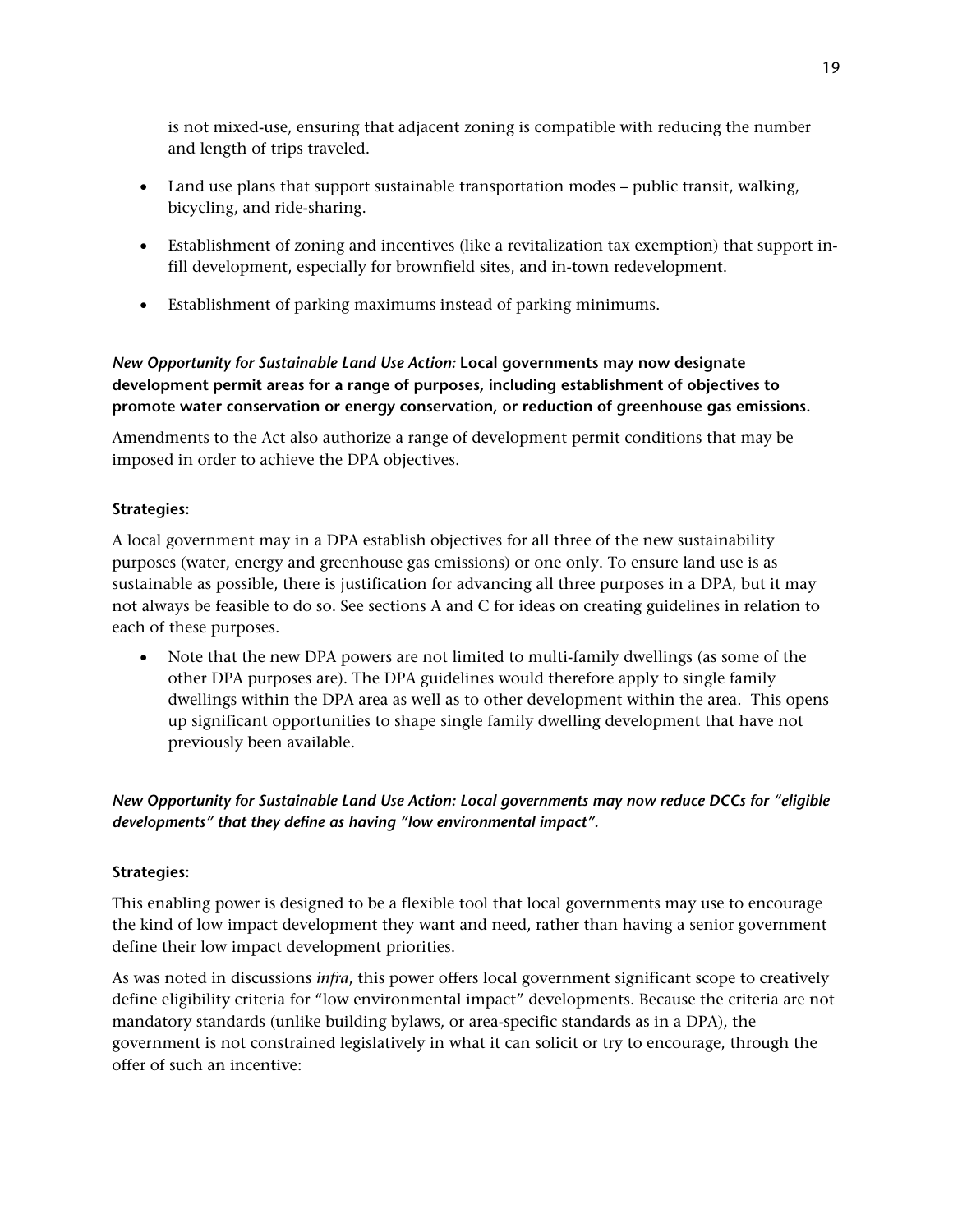is not mixed-use, ensuring that adjacent zoning is compatible with reducing the number and length of trips traveled.

- Land use plans that support sustainable transportation modes – public transit, walking, bicycling, and ride-sharing.
- Establishment of zoning and incentives (like a revitalization tax exemption) that support in-fill development, especially for brownfield sites, and in-town redevelopment.
- Establishment of parking maximums instead of parking minimums.

***New Opportunity for Sustainable Land Use Action:*** **Local governments may now designate development permit areas for a range of purposes, including establishment of objectives to promote water conservation or energy conservation, or reduction of greenhouse gas emissions.**

Amendments to the Act also authorize a range of development permit conditions that may be imposed in order to achieve the DPA objectives.

**Strategies:**

A local government may in a DPA establish objectives for all three of the new sustainability purposes (water, energy and greenhouse gas emissions) or one only. To ensure land use is as sustainable as possible, there is justification for advancing <u>all three</u> purposes in a DPA, but it may not always be feasible to do so. See sections A and C for ideas on creating guidelines in relation to each of these purposes.

- Note that the new DPA powers are not limited to multi-family dwellings (as some of the other DPA purposes are). The DPA guidelines would therefore apply to single family dwellings within the DPA area as well as to other development within the area. This opens up significant opportunities to shape single family dwelling development that have not previously been available.

***New Opportunity for Sustainable Land Use Action: Local governments may now reduce DCCs for "eligible developments" that they define as having "low environmental impact".***

**Strategies:**

This enabling power is designed to be a flexible tool that local governments may use to encourage the kind of low impact development they want and need, rather than having a senior government define their low impact development priorities.

As was noted in discussions *infra*, this power offers local government significant scope to creatively define eligibility criteria for "low environmental impact" developments. Because the criteria are not mandatory standards (unlike building bylaws, or area-specific standards as in a DPA), the government is not constrained legislatively in what it can solicit or try to encourage, through the offer of such an incentive: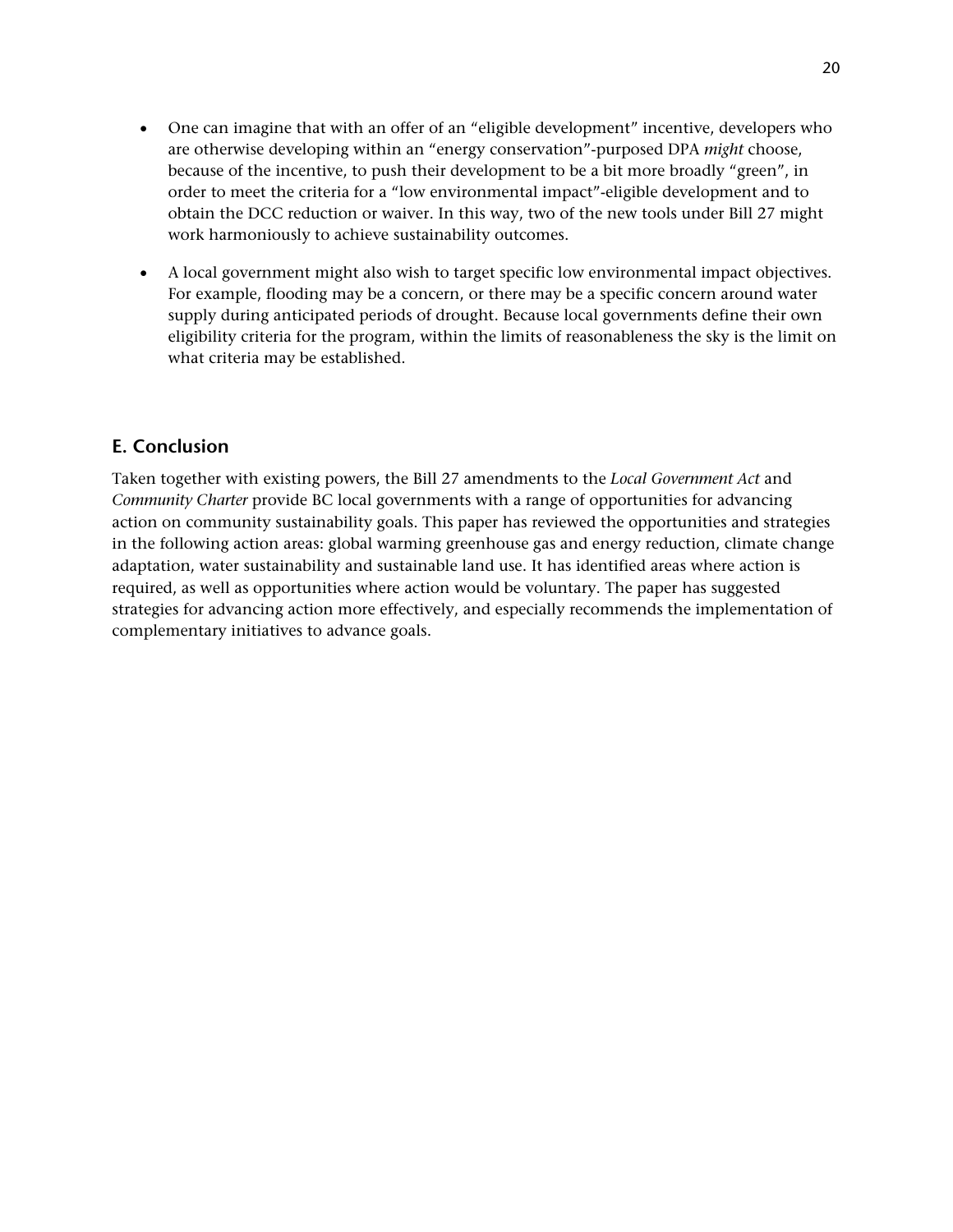- One can imagine that with an offer of an "eligible development" incentive, developers who are otherwise developing within an "energy conservation"-purposed DPA *might* choose, because of the incentive, to push their development to be a bit more broadly "green", in order to meet the criteria for a "low environmental impact"-eligible development and to obtain the DCC reduction or waiver. In this way, two of the new tools under Bill 27 might work harmoniously to achieve sustainability outcomes.

- A local government might also wish to target specific low environmental impact objectives. For example, flooding may be a concern, or there may be a specific concern around water supply during anticipated periods of drought. Because local governments define their own eligibility criteria for the program, within the limits of reasonableness the sky is the limit on what criteria may be established.

## E. Conclusion

Taken together with existing powers, the Bill 27 amendments to the *Local Government Act* and *Community Charter* provide BC local governments with a range of opportunities for advancing action on community sustainability goals. This paper has reviewed the opportunities and strategies in the following action areas: global warming greenhouse gas and energy reduction, climate change adaptation, water sustainability and sustainable land use. It has identified areas where action is required, as well as opportunities where action would be voluntary. The paper has suggested strategies for advancing action more effectively, and especially recommends the implementation of complementary initiatives to advance goals.